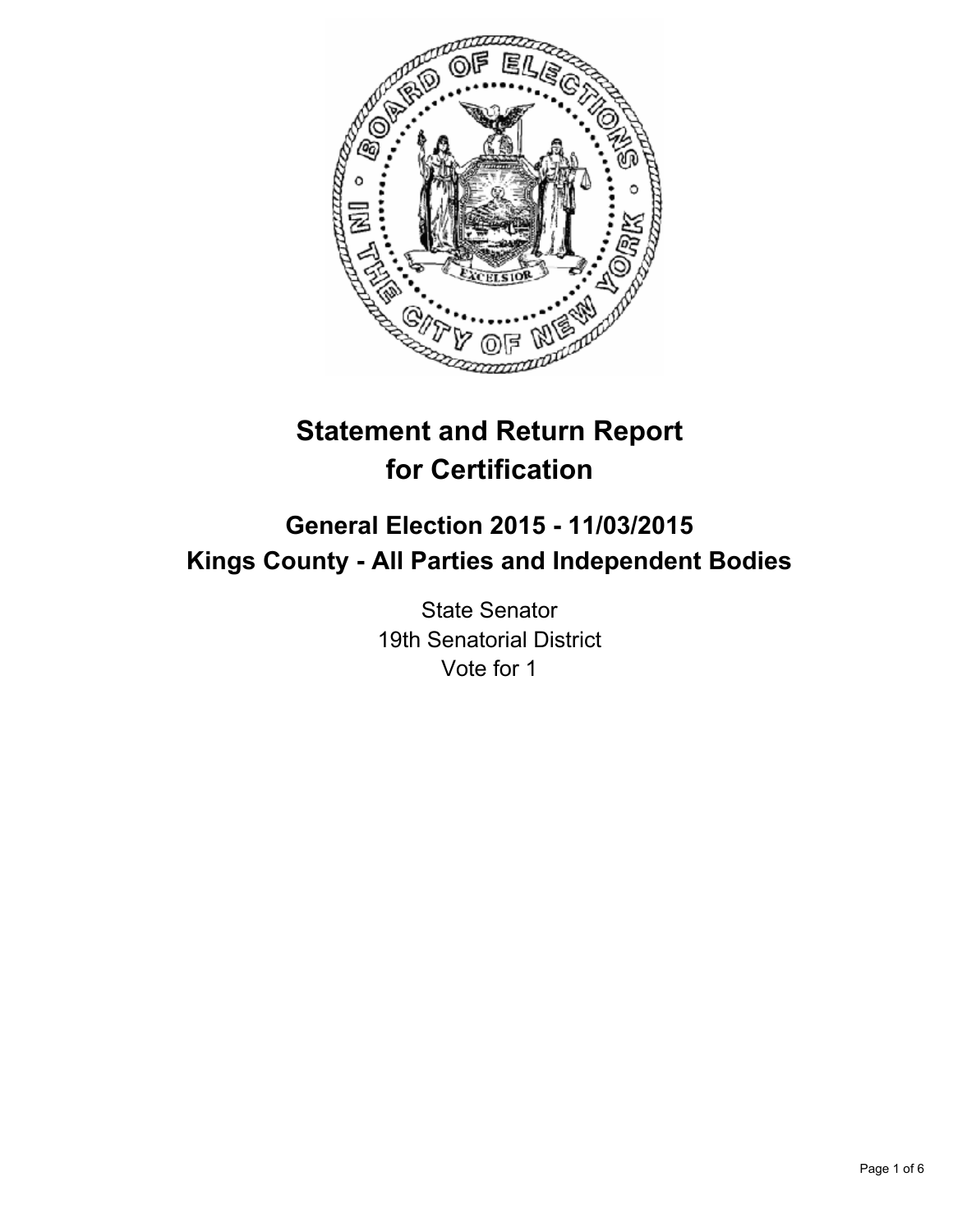# Statement and Return Report for Certification

## General Election 2015 - 11/03/2015
## Kings County - All Parties and Independent Bodies

State Senator
19th Senatorial District
Vote for 1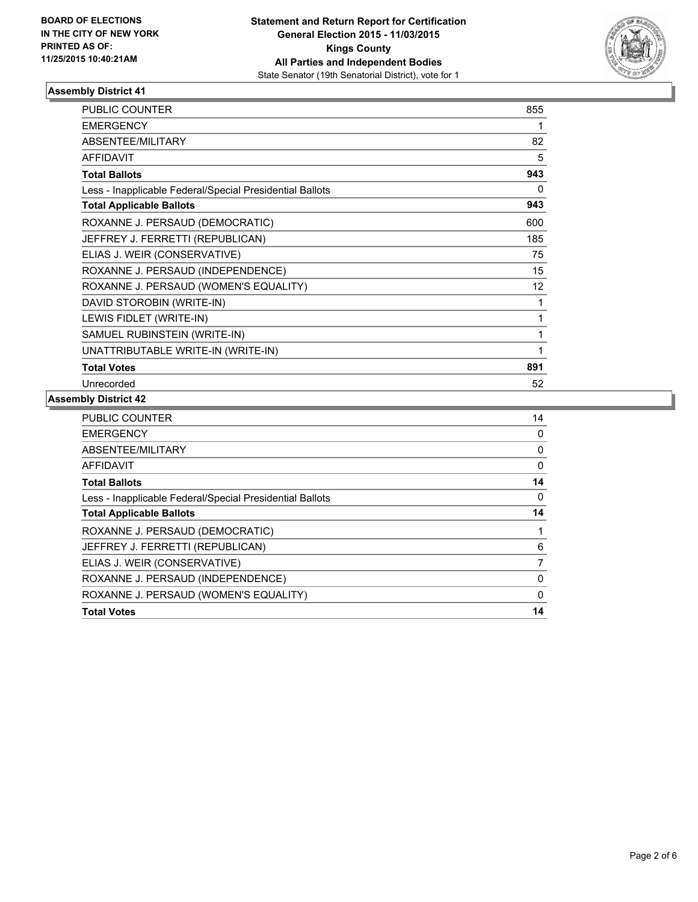**BOARD OF ELECTIONS IN THE CITY OF NEW YORK PRINTED AS OF: 11/25/2015 10:40:21AM**

**Statement and Return Report for Certification General Election 2015 - 11/03/2015 Kings County All Parties and Independent Bodies**
State Senator (19th Senatorial District), vote for 1

### Assembly District 41

| | |
|---|---|
| PUBLIC COUNTER | 855 |
| EMERGENCY | 1 |
| ABSENTEE/MILITARY | 82 |
| AFFIDAVIT | 5 |
| **Total Ballots** | **943** |
| Less - Inapplicable Federal/Special Presidential Ballots | 0 |
| **Total Applicable Ballots** | **943** |
| ROXANNE J. PERSAUD (DEMOCRATIC) | 600 |
| JEFFREY J. FERRETTI (REPUBLICAN) | 185 |
| ELIAS J. WEIR (CONSERVATIVE) | 75 |
| ROXANNE J. PERSAUD (INDEPENDENCE) | 15 |
| ROXANNE J. PERSAUD (WOMEN'S EQUALITY) | 12 |
| DAVID STOROBIN (WRITE-IN) | 1 |
| LEWIS FIDLET (WRITE-IN) | 1 |
| SAMUEL RUBINSTEIN (WRITE-IN) | 1 |
| UNATTRIBUTABLE WRITE-IN (WRITE-IN) | 1 |
| **Total Votes** | **891** |
| Unrecorded | 52 |

### Assembly District 42

| | |
|---|---|
| PUBLIC COUNTER | 14 |
| EMERGENCY | 0 |
| ABSENTEE/MILITARY | 0 |
| AFFIDAVIT | 0 |
| **Total Ballots** | **14** |
| Less - Inapplicable Federal/Special Presidential Ballots | 0 |
| **Total Applicable Ballots** | **14** |
| ROXANNE J. PERSAUD (DEMOCRATIC) | 1 |
| JEFFREY J. FERRETTI (REPUBLICAN) | 6 |
| ELIAS J. WEIR (CONSERVATIVE) | 7 |
| ROXANNE J. PERSAUD (INDEPENDENCE) | 0 |
| ROXANNE J. PERSAUD (WOMEN'S EQUALITY) | 0 |
| **Total Votes** | **14** |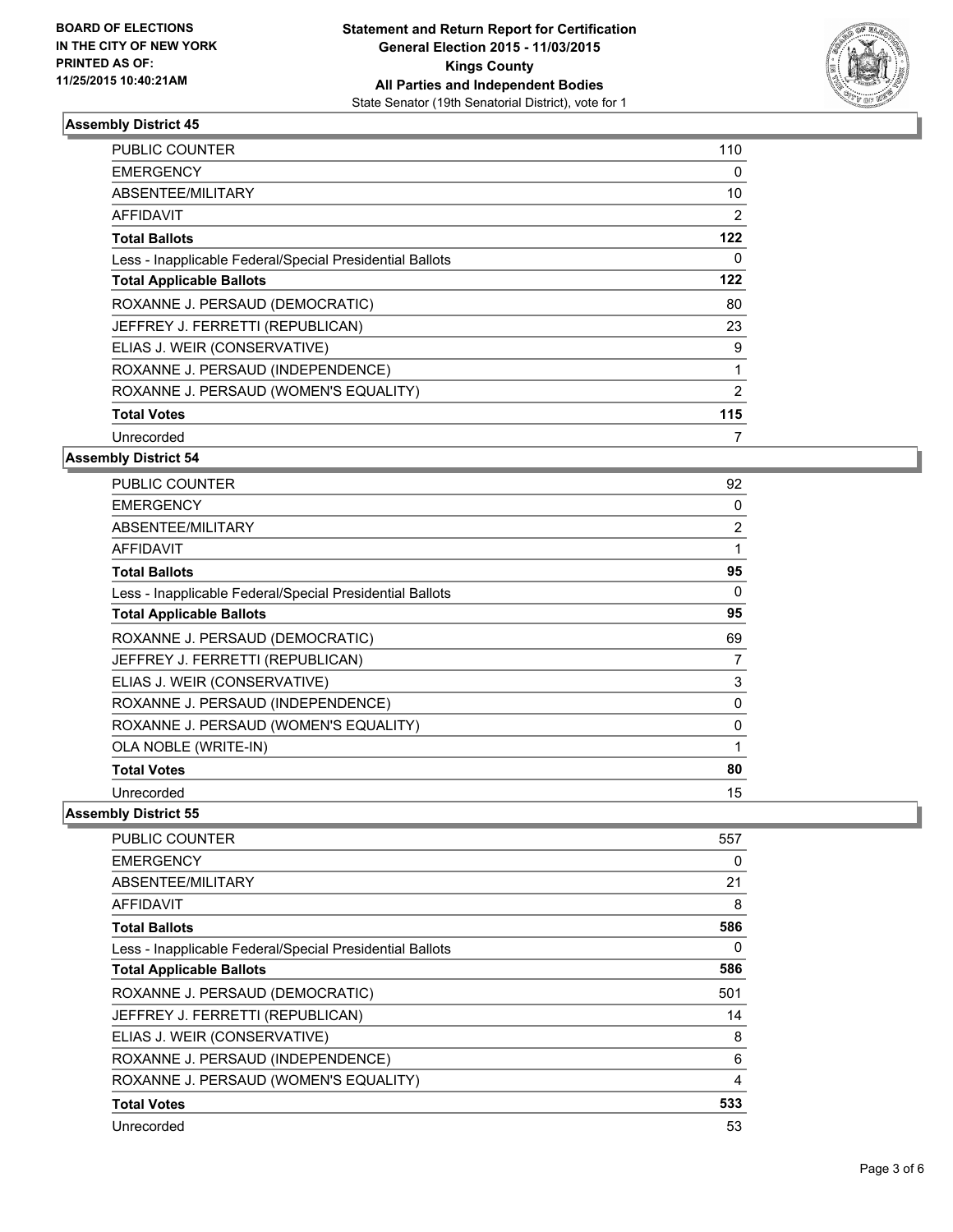**BOARD OF ELECTIONS IN THE CITY OF NEW YORK PRINTED AS OF: 11/25/2015 10:40:21AM**

**Statement and Return Report for Certification General Election 2015 - 11/03/2015 Kings County All Parties and Independent Bodies**
State Senator (19th Senatorial District), vote for 1

### Assembly District 45

| | |
|---|---|
| PUBLIC COUNTER | 110 |
| EMERGENCY | 0 |
| ABSENTEE/MILITARY | 10 |
| AFFIDAVIT | 2 |
| **Total Ballots** | **122** |
| Less - Inapplicable Federal/Special Presidential Ballots | 0 |
| **Total Applicable Ballots** | **122** |
| ROXANNE J. PERSAUD (DEMOCRATIC) | 80 |
| JEFFREY J. FERRETTI (REPUBLICAN) | 23 |
| ELIAS J. WEIR (CONSERVATIVE) | 9 |
| ROXANNE J. PERSAUD (INDEPENDENCE) | 1 |
| ROXANNE J. PERSAUD (WOMEN'S EQUALITY) | 2 |
| **Total Votes** | **115** |
| Unrecorded | 7 |

### Assembly District 54

| | |
|---|---|
| PUBLIC COUNTER | 92 |
| EMERGENCY | 0 |
| ABSENTEE/MILITARY | 2 |
| AFFIDAVIT | 1 |
| **Total Ballots** | **95** |
| Less - Inapplicable Federal/Special Presidential Ballots | 0 |
| **Total Applicable Ballots** | **95** |
| ROXANNE J. PERSAUD (DEMOCRATIC) | 69 |
| JEFFREY J. FERRETTI (REPUBLICAN) | 7 |
| ELIAS J. WEIR (CONSERVATIVE) | 3 |
| ROXANNE J. PERSAUD (INDEPENDENCE) | 0 |
| ROXANNE J. PERSAUD (WOMEN'S EQUALITY) | 0 |
| OLA NOBLE (WRITE-IN) | 1 |
| **Total Votes** | **80** |
| Unrecorded | 15 |

### Assembly District 55

| | |
|---|---|
| PUBLIC COUNTER | 557 |
| EMERGENCY | 0 |
| ABSENTEE/MILITARY | 21 |
| AFFIDAVIT | 8 |
| **Total Ballots** | **586** |
| Less - Inapplicable Federal/Special Presidential Ballots | 0 |
| **Total Applicable Ballots** | **586** |
| ROXANNE J. PERSAUD (DEMOCRATIC) | 501 |
| JEFFREY J. FERRETTI (REPUBLICAN) | 14 |
| ELIAS J. WEIR (CONSERVATIVE) | 8 |
| ROXANNE J. PERSAUD (INDEPENDENCE) | 6 |
| ROXANNE J. PERSAUD (WOMEN'S EQUALITY) | 4 |
| **Total Votes** | **533** |
| Unrecorded | 53 |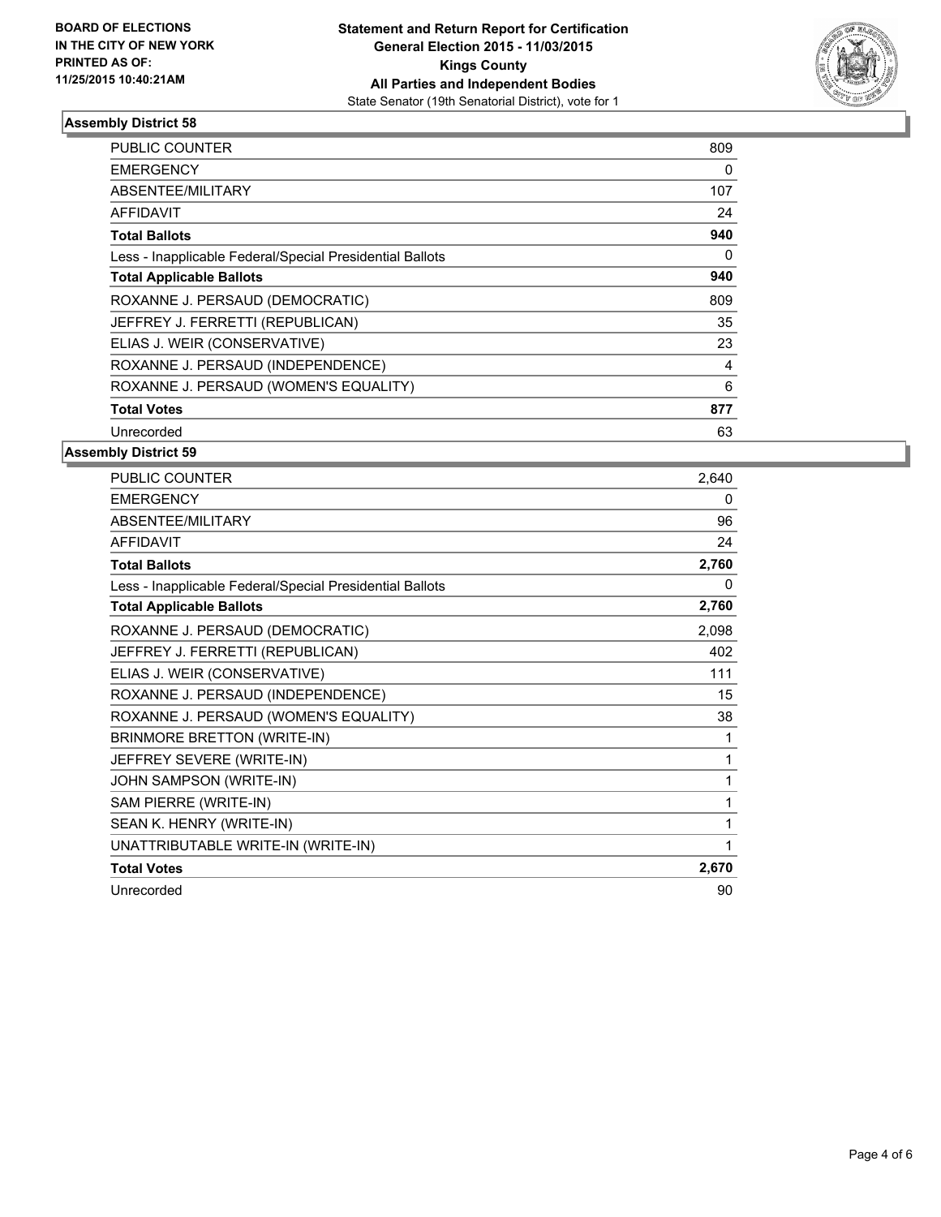BOARD OF ELECTIONS
IN THE CITY OF NEW YORK
PRINTED AS OF:
11/25/2015 10:40:21AM

**Statement and Return Report for Certification**
**General Election 2015 - 11/03/2015**
**Kings County**
**All Parties and Independent Bodies**
State Senator (19th Senatorial District), vote for 1

### Assembly District 58

| | |
|---|---|
| PUBLIC COUNTER | 809 |
| EMERGENCY | 0 |
| ABSENTEE/MILITARY | 107 |
| AFFIDAVIT | 24 |
| **Total Ballots** | **940** |
| Less - Inapplicable Federal/Special Presidential Ballots | 0 |
| **Total Applicable Ballots** | **940** |
| ROXANNE J. PERSAUD (DEMOCRATIC) | 809 |
| JEFFREY J. FERRETTI (REPUBLICAN) | 35 |
| ELIAS J. WEIR (CONSERVATIVE) | 23 |
| ROXANNE J. PERSAUD (INDEPENDENCE) | 4 |
| ROXANNE J. PERSAUD (WOMEN'S EQUALITY) | 6 |
| **Total Votes** | **877** |
| Unrecorded | 63 |

### Assembly District 59

| | |
|---|---|
| PUBLIC COUNTER | 2,640 |
| EMERGENCY | 0 |
| ABSENTEE/MILITARY | 96 |
| AFFIDAVIT | 24 |
| **Total Ballots** | **2,760** |
| Less - Inapplicable Federal/Special Presidential Ballots | 0 |
| **Total Applicable Ballots** | **2,760** |
| ROXANNE J. PERSAUD (DEMOCRATIC) | 2,098 |
| JEFFREY J. FERRETTI (REPUBLICAN) | 402 |
| ELIAS J. WEIR (CONSERVATIVE) | 111 |
| ROXANNE J. PERSAUD (INDEPENDENCE) | 15 |
| ROXANNE J. PERSAUD (WOMEN'S EQUALITY) | 38 |
| BRINMORE BRETTON (WRITE-IN) | 1 |
| JEFFREY SEVERE (WRITE-IN) | 1 |
| JOHN SAMPSON (WRITE-IN) | 1 |
| SAM PIERRE (WRITE-IN) | 1 |
| SEAN K. HENRY (WRITE-IN) | 1 |
| UNATTRIBUTABLE WRITE-IN (WRITE-IN) | 1 |
| **Total Votes** | **2,670** |
| Unrecorded | 90 |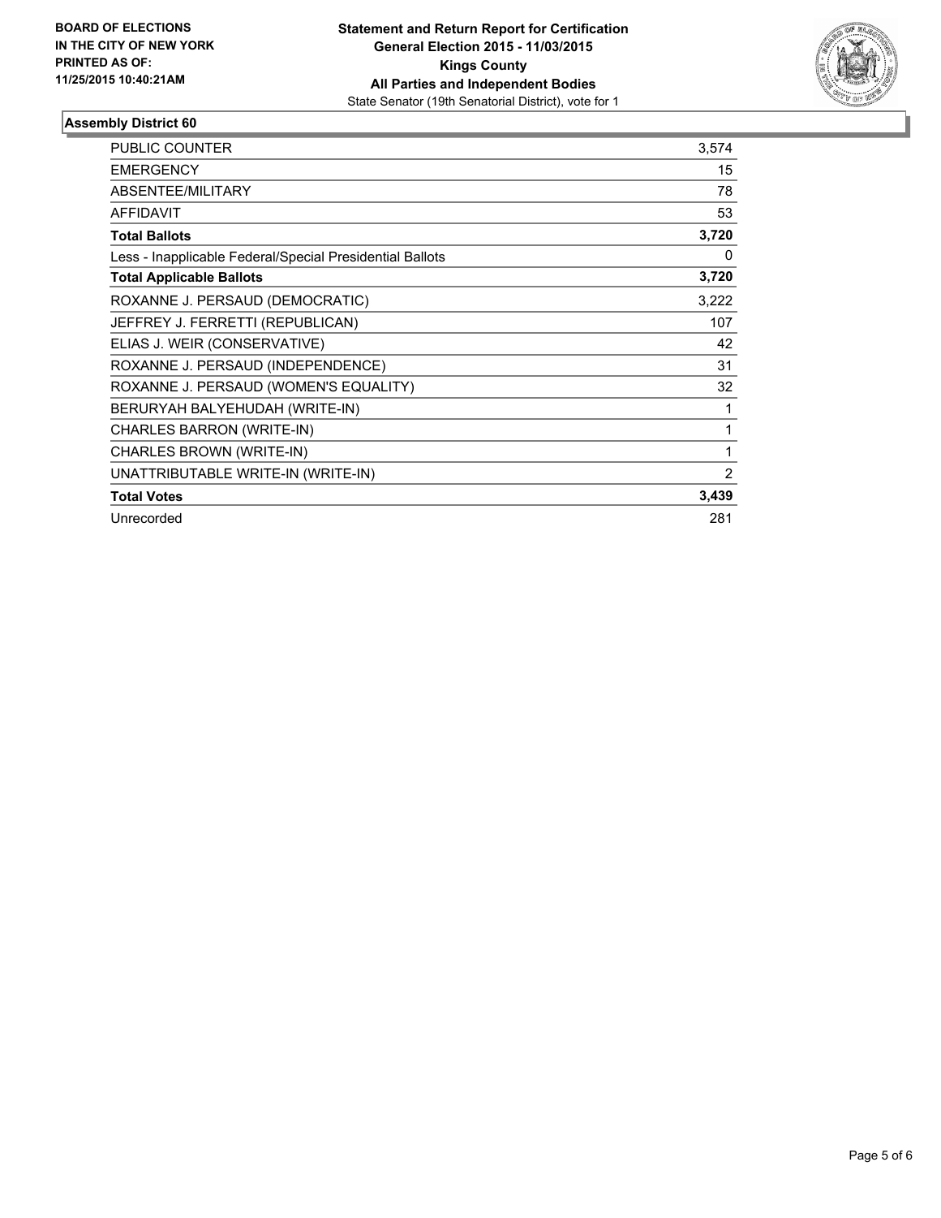**BOARD OF ELECTIONS IN THE CITY OF NEW YORK PRINTED AS OF: 11/25/2015 10:40:21AM**

**Statement and Return Report for Certification General Election 2015 - 11/03/2015 Kings County All Parties and Independent Bodies**
State Senator (19th Senatorial District), vote for 1

### Assembly District 60

| | |
|---|---|
| PUBLIC COUNTER | 3,574 |
| EMERGENCY | 15 |
| ABSENTEE/MILITARY | 78 |
| AFFIDAVIT | 53 |
| **Total Ballots** | **3,720** |
| Less - Inapplicable Federal/Special Presidential Ballots | 0 |
| **Total Applicable Ballots** | **3,720** |
| ROXANNE J. PERSAUD (DEMOCRATIC) | 3,222 |
| JEFFREY J. FERRETTI (REPUBLICAN) | 107 |
| ELIAS J. WEIR (CONSERVATIVE) | 42 |
| ROXANNE J. PERSAUD (INDEPENDENCE) | 31 |
| ROXANNE J. PERSAUD (WOMEN'S EQUALITY) | 32 |
| BERURYAH BALYEHUDAH (WRITE-IN) | 1 |
| CHARLES BARRON (WRITE-IN) | 1 |
| CHARLES BROWN (WRITE-IN) | 1 |
| UNATTRIBUTABLE WRITE-IN (WRITE-IN) | 2 |
| **Total Votes** | **3,439** |
| Unrecorded | 281 |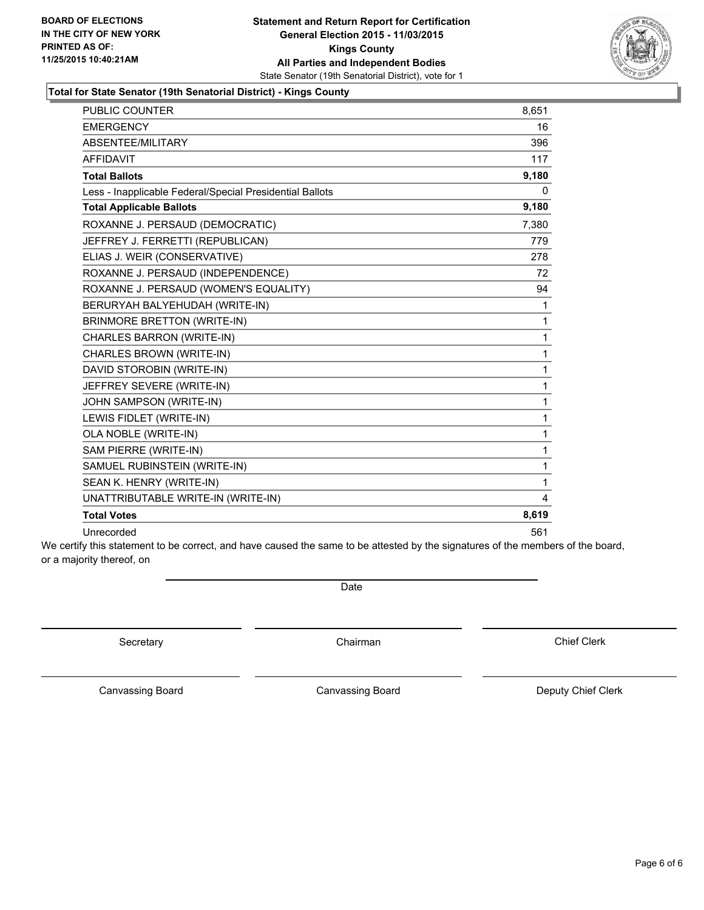**BOARD OF ELECTIONS**
**IN THE CITY OF NEW YORK**
**PRINTED AS OF:**
**11/25/2015 10:40:21AM**

**Statement and Return Report for Certification**
**General Election 2015 - 11/03/2015**
**Kings County**
**All Parties and Independent Bodies**
State Senator (19th Senatorial District), vote for 1

### Total for State Senator (19th Senatorial District) - Kings County

| | |
|---|---|
| PUBLIC COUNTER | 8,651 |
| EMERGENCY | 16 |
| ABSENTEE/MILITARY | 396 |
| AFFIDAVIT | 117 |
| **Total Ballots** | **9,180** |
| Less - Inapplicable Federal/Special Presidential Ballots | 0 |
| **Total Applicable Ballots** | **9,180** |
| ROXANNE J. PERSAUD (DEMOCRATIC) | 7,380 |
| JEFFREY J. FERRETTI (REPUBLICAN) | 779 |
| ELIAS J. WEIR (CONSERVATIVE) | 278 |
| ROXANNE J. PERSAUD (INDEPENDENCE) | 72 |
| ROXANNE J. PERSAUD (WOMEN'S EQUALITY) | 94 |
| BERURYAH BALYEHUDAH (WRITE-IN) | 1 |
| BRINMORE BRETTON (WRITE-IN) | 1 |
| CHARLES BARRON (WRITE-IN) | 1 |
| CHARLES BROWN (WRITE-IN) | 1 |
| DAVID STOROBIN (WRITE-IN) | 1 |
| JEFFREY SEVERE (WRITE-IN) | 1 |
| JOHN SAMPSON (WRITE-IN) | 1 |
| LEWIS FIDLET (WRITE-IN) | 1 |
| OLA NOBLE (WRITE-IN) | 1 |
| SAM PIERRE (WRITE-IN) | 1 |
| SAMUEL RUBINSTEIN (WRITE-IN) | 1 |
| SEAN K. HENRY (WRITE-IN) | 1 |
| UNATTRIBUTABLE WRITE-IN (WRITE-IN) | 4 |
| **Total Votes** | **8,619** |
| Unrecorded | 561 |

We certify this statement to be correct, and have caused the same to be attested by the signatures of the members of the board, or a majority thereof, on

Date

Secretary    Chairman    Chief Clerk

Canvassing Board    Canvassing Board    Deputy Chief Clerk